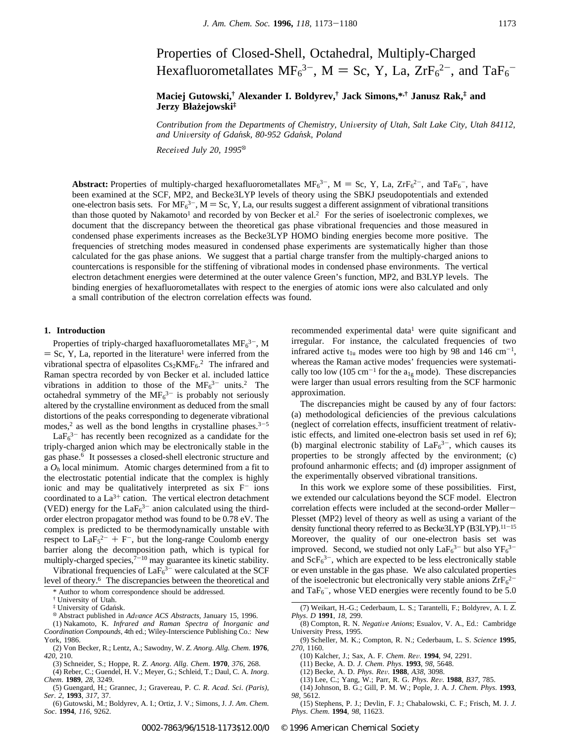# Properties of Closed-Shell, Octahedral, Multiply-Charged Hexafluorometallates $MF_6^{3-}$, M = Sc, Y, La, $ZrF_6^{2-}$, and $TaF_6^-$

**Maciej Gutowski,[†] Alexander I. Boldyrev,[†] Jack Simons,*[,†] Janusz Rak,[‡] and Jerzy Błażejowski[‡]**

*Contribution from the Departments of Chemistry, University of Utah, Salt Lake City, Utah 84112, and University of Gdańsk, 80-952 Gdańsk, Poland*

*Received July 20, 1995*[⊗]

**Abstract:** Properties of multiply-charged hexafluorometallates $MF_6^{3-}$, M = Sc, Y, La, $ZrF_6^{2-}$, and $TaF_6^-$, have been examined at the SCF, MP2, and Becke3LYP levels of theory using the SBKJ pseudopotentials and extended one-electron basis sets. For $MF_6^{3-}$, M = Sc, Y, La, our results suggest a different assignment of vibrational transitions than those quoted by Nakamoto[1] and recorded by von Becker et al.[2] For the series of isoelectronic complexes, we document that the discrepancy between the theoretical gas phase vibrational frequencies and those measured in condensed phase experiments increases as the Becke3LYP HOMO binding energies become more positive. The frequencies of stretching modes measured in condensed phase experiments are systematically higher than those calculated for the gas phase anions. We suggest that a partial charge transfer from the multiply-charged anions to countercations is responsible for the stiffening of vibrational modes in condensed phase environments. The vertical electron detachment energies were determined at the outer valence Green's function, MP2, and B3LYP levels. The binding energies of hexafluorometallates with respect to the energies of atomic ions were also calculated and only a small contribution of the electron correlation effects was found.

## 1. Introduction

Properties of triply-charged haxafluorometallates $MF_6^{3-}$, M = Sc, Y, La, reported in the literature[1] were inferred from the vibrational spectra of elpasolites $Cs_2KMF_6$.[2] The infrared and Raman spectra recorded by von Becker et al. included lattice vibrations in addition to those of the $MF_6^{3-}$ units.[2] The octahedral symmetry of the $MF_6^{3-}$ is probably not seriously altered by the crystalline environment as deduced from the small distortions of the peaks corresponding to degenerate vibrational modes,[2] as well as the bond lengths in crystalline phases.[3-5]

$LaF_6^{3-}$ has recently been recognized as a candidate for the triply-charged anion which may be electronically stable in the gas phase.[6] It possesses a closed-shell electronic structure and a $O_h$ local minimum. Atomic charges determined from a fit to the electrostatic potential indicate that the complex is highly ionic and may be qualitatively interpreted as six $F^-$ ions coordinated to a $La^{3+}$ cation. The vertical electron detachment (VED) energy for the $LaF_6^{3-}$ anion calculated using the third-order electron propagator method was found to be 0.78 eV. The complex is predicted to be thermodynamically unstable with respect to $LaF_5^{2-}$ + $F^-$, but the long-range Coulomb energy barrier along the decomposition path, which is typical for multiply-charged species,[7-10] may guarantee its kinetic stability.

Vibrational frequencies of $LaF_6^{3-}$ were calculated at the SCF level of theory.[6] The discrepancies between the theoretical and recommended experimental data[1] were quite significant and irregular. For instance, the calculated frequencies of two infrared active $t_{1u}$ modes were too high by 98 and 146 cm$^{-1}$, whereas the Raman active modes' frequencies were systematically too low (105 cm$^{-1}$ for the $a_{1g}$ mode). These discrepancies were larger than usual errors resulting from the SCF harmonic approximation.

The discrepancies might be caused by any of four factors: (a) methodological deficiencies of the previous calculations (neglect of correlation effects, insufficient treatment of relativistic effects, and limited one-electron basis set used in ref 6); (b) marginal electronic stability of $LaF_6^{3-}$, which causes its properties to be strongly affected by the environment; (c) profound anharmonic effects; and (d) improper assignment of the experimentally observed vibrational transitions.

In this work we explore some of these possibilities. First, we extended our calculations beyond the SCF model. Electron correlation effects were included at the second-order Møller–Plesset (MP2) level of theory as well as using a variant of the density functional theory referred to as Becke3LYP (B3LYP).[11-15] Moreover, the quality of our one-electron basis set was improved. Second, we studied not only $LaF_6^{3-}$ but also $YF_6^{3-}$ and $ScF_6^{3-}$, which are expected to be less electronically stable or even unstable in the gas phase. We also calculated properties of the isoelectronic but electronically very stable anions $ZrF_6^{2-}$ and $TaF_6^-$, whose VED energies were recently found to be 5.0

---

\* Author to whom correspondence should be addressed.

† University of Utah.

‡ University of Gdańsk.

⊗ Abstract published in *Advance ACS Abstracts*, January 15, 1996.

(1) Nakamoto, K. *Infrared and Raman Spectra of Inorganic and Coordination Compounds*, 4th ed.; Wiley-Interscience Publishing Co.: New York, 1986.

(2) Von Becker, R.; Lentz, A.; Sawodny, W. *Z. Anorg. Allg. Chem.* **1976**, *420*, 210.

(3) Schneider, S.; Hoppe, R. *Z. Anorg. Allg. Chem.* **1970**, *376*, 268.

(4) Reber, C.; Guendel, H. V.; Meyer, G.; Schleid, T.; Daul, C. A. *Inorg. Chem.* **1989**, *28*, 3249.

(5) Guengard, H.; Grannec, J.; Gravereau, P. *C. R. Acad. Sci. (Paris), Ser. 2*, **1993**, *317*, 37.

(6) Gutowski, M.; Boldyrev, A. I.; Ortiz, J. V.; Simons, J. *J. Am. Chem. Soc.* **1994**, *116*, 9262.

(7) Weikart, H.-G.; Cederbaum, L. S.; Tarantelli, F.; Boldyrev, A. I. *Z. Phys. D* **1991**, *18*, 299.

(8) Compton, R. N. *Negative Anions*; Esualov, V. A., Ed.: Cambridge University Press, 1995.

(9) Scheller, M. K.; Compton, R. N.; Cederbaum, L. S. *Science* **1995**, *270*, 1160.

(10) Kalcher, J.; Sax, A. F. *Chem. Rev.* **1994**, *94*, 2291.

(11) Becke, A. D. *J. Chem. Phys.* **1993**, *98*, 5648.

(12) Becke, A. D. *Phys. Rev.* **1988**, *A38*, 3098.

(13) Lee, C.; Yang, W.; Parr, R. G. *Phys. Rev.* **1988**, *B37*, 785.

(14) Johnson, B. G.; Gill, P. M. W.; Pople, J. A. *J. Chem. Phys.* **1993**, *98*, 5612.

(15) Stephens, P. J.; Devlin, F. J.; Chabalowski, C. F.; Frisch, M. J. *J. Phys. Chem.* **1994**, *98*, 11623.

0002-7863/96/1518-1173$12.00/0 © 1996 American Chemical Society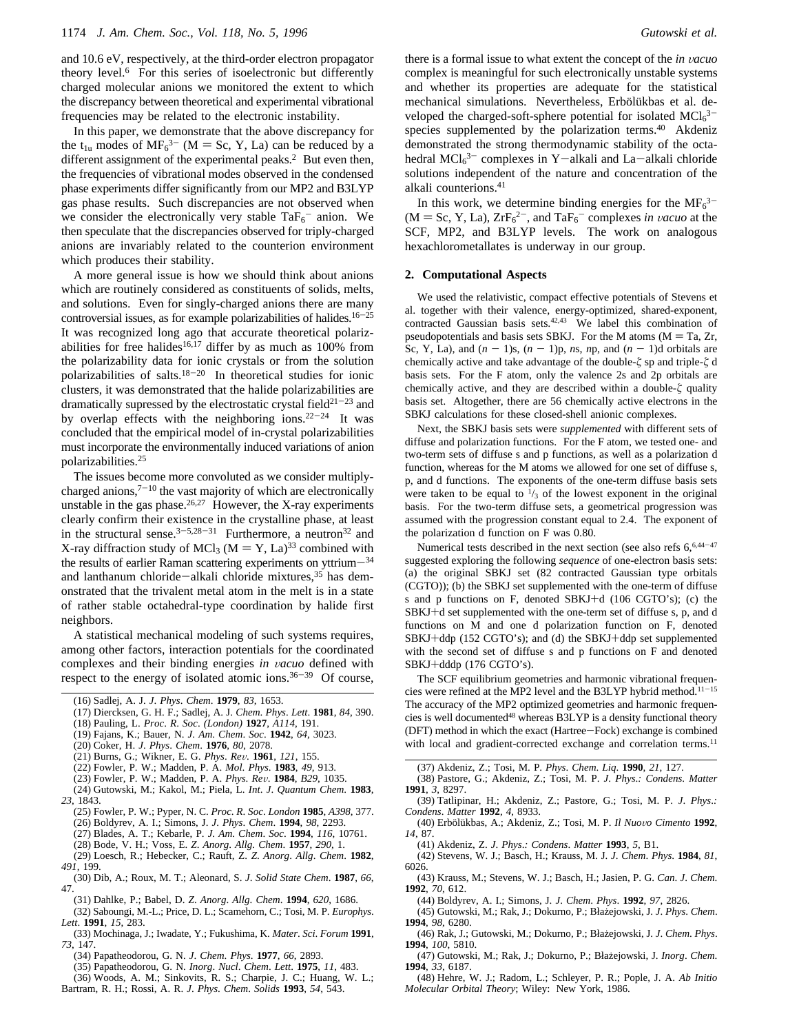and 10.6 eV, respectively, at the third-order electron propagator theory level.[6] For this series of isoelectronic but differently charged molecular anions we monitored the extent to which the discrepancy between theoretical and experimental vibrational frequencies may be related to the electronic instability.

In this paper, we demonstrate that the above discrepancy for the $t_{1u}$ modes of $MF_6^{3-}$ (M = Sc, Y, La) can be reduced by a different assignment of the experimental peaks.[2] But even then, the frequencies of vibrational modes observed in the condensed phase experiments differ significantly from our MP2 and B3LYP gas phase results. Such discrepancies are not observed when we consider the electronically very stable $TaF_6^-$ anion. We then speculate that the discrepancies observed for triply-charged anions are invariably related to the counterion environment which produces their stability.

A more general issue is how we should think about anions which are routinely considered as constituents of solids, melts, and solutions. Even for singly-charged anions there are many controversial issues, as for example polarizabilities of halides.[16-25] It was recognized long ago that accurate theoretical polarizabilities for free halides[16,17] differ by as much as 100% from the polarizability data for ionic crystals or from the solution polarizabilities of salts.[18-20] In theoretical studies for ionic clusters, it was demonstrated that the halide polarizabilities are dramatically supressed by the electrostatic crystal field[21-23] and by overlap effects with the neighboring ions.[22-24] It was concluded that the empirical model of in-crystal polarizabilities must incorporate the environmentally induced variations of anion polarizabilities.[25]

The issues become more convoluted as we consider multiply-charged anions,[7-10] the vast majority of which are electronically unstable in the gas phase.[26,27] However, the X-ray experiments clearly confirm their existence in the crystalline phase, at least in the structural sense.[3-5,28-31] Furthermore, a neutron[32] and X-ray diffraction study of $MCl_3$ (M = Y, La)[33] combined with the results of earlier Raman scattering experiments on yttrium-[34] and lanthanum chloride-alkali chloride mixtures,[35] has demonstrated that the trivalent metal atom in the melt is in a state of rather stable octahedral-type coordination by halide first neighbors.

A statistical mechanical modeling of such systems requires, among other factors, interaction potentials for the coordinated complexes and their binding energies *in vacuo* defined with respect to the energy of isolated atomic ions.[36-39] Of course, there is a formal issue to what extent the concept of the *in vacuo* complex is meaningful for such electronically unstable systems and whether its properties are adequate for the statistical mechanical simulations. Nevertheless, Erbölükbas et al. developed the charged-soft-sphere potential for isolated $MCl_6^{3-}$ species supplemented by the polarization terms.[40] Akdeniz demonstrated the strong thermodynamic stability of the octahedral $MCl_6^{3-}$ complexes in Y-alkali and La-alkali chloride solutions independent of the nature and concentration of the alkali counterions.[41]

In this work, we determine binding energies for the $MF_6^{3-}$ (M = Sc, Y, La), $ZrF_6^{2-}$, and $TaF_6^-$ complexes *in vacuo* at the SCF, MP2, and B3LYP levels. The work on analogous hexachlorometallates is underway in our group.

## 2. Computational Aspects

We used the relativistic, compact effective potentials of Stevens et al. together with their valence, energy-optimized, shared-exponent, contracted Gaussian basis sets.[42,43] We label this combination of pseudopotentials and basis sets SBKJ. For the M atoms (M = Ta, Zr, Sc, Y, La), and $(n-1)$s, $(n-1)$p, $n$s, $n$p, and $(n-1)$d orbitals are chemically active and take advantage of the double-$\zeta$ sp and triple-$\zeta$ d basis sets. For the F atom, only the valence 2s and 2p orbitals are chemically active, and they are described within a double-$\zeta$ quality basis set. Altogether, there are 56 chemically active electrons in the SBKJ calculations for these closed-shell anionic complexes.

Next, the SBKJ basis sets were *supplemented* with different sets of diffuse and polarization functions. For the F atom, we tested one- and two-term sets of diffuse s and p functions, as well as a polarization d function, whereas for the M atoms we allowed for one set of diffuse s, p, and d functions. The exponents of the one-term diffuse basis sets were taken to be equal to $^1/_3$ of the lowest exponent in the original basis. For the two-term diffuse sets, a geometrical progression was assumed with the progression constant equal to 2.4. The exponent of the polarization d function on F was 0.80.

Numerical tests described in the next section (see also refs 6,[6,44-47] suggested exploring the following *sequence* of one-electron basis sets: (a) the original SBKJ set (82 contracted Gaussian type orbitals (CGTO)); (b) the SBKJ set supplemented with the one-term of diffuse s and p functions on F, denoted SBKJ+d (106 CGTO's); (c) the SBKJ+d set supplemented with the one-term set of diffuse s, p, and d functions on M and one d polarization function on F, denoted SBKJ+ddp (152 CGTO's); and (d) the SBKJ+ddp set supplemented with the second set of diffuse s and p functions on F and denoted SBKJ+dddp (176 CGTO's).

The SCF equilibrium geometries and harmonic vibrational frequencies were refined at the MP2 level and the B3LYP hybrid method.[11-15] The accuracy of the MP2 optimized geometries and harmonic frequencies is well documented[48] whereas B3LYP is a density functional theory (DFT) method in which the exact (Hartree-Fock) exchange is combined with local and gradient-corrected exchange and correlation terms.[11]

(16) Sadlej, A. J. *J. Phys. Chem.* **1979**, *83*, 1653.
(17) Diercksen, G. H. F.; Sadlej, A. J. *Chem. Phys. Lett.* **1981**, *84*, 390.
(18) Pauling, L. *Proc. R. Soc. (London)* **1927**, *A114*, 191.
(19) Fajans, K.; Bauer, N. *J. Am. Chem. Soc.* **1942**, *64*, 3023.
(20) Coker, H. *J. Phys. Chem.* **1976**, *80*, 2078.
(21) Burns, G.; Wikner, E. G. *Phys. Rev.* **1961**, *121*, 155.
(22) Fowler, P. W.; Madden, P. A. *Mol. Phys.* **1983**, *49*, 913.
(23) Fowler, P. W.; Madden, P. A. *Phys. Rev.* **1984**, *B29*, 1035.
(24) Gutowski, M.; Kakol, M.; Piela, L. *Int. J. Quantum Chem.* **1983**, *23*, 1843.
(25) Fowler, P. W.; Pyper, N. C. *Proc. R. Soc. London* **1985**, *A398*, 377.
(26) Boldyrev, A. I.; Simons, J. *J. Phys. Chem.* **1994**, *98*, 2293.
(27) Blades, A. T.; Kebarle, P. *J. Am. Chem. Soc.* **1994**, *116*, 10761.
(28) Bode, V. H.; Voss, E. *Z. Anorg. Allg. Chem.* **1957**, *290*, 1.
(29) Loesch, R.; Hebecker, C.; Rauft, Z. *Z. Anorg. Allg. Chem.* **1982**, *491*, 199.
(30) Dib, A.; Roux, M. T.; Aleonard, S. *J. Solid State Chem.* **1987**, *66*, 47.
(31) Dahlke, P.; Babel, D. *Z. Anorg. Allg. Chem.* **1994**, *620*, 1686.
(32) Saboungi, M.-L.; Price, D. L.; Scamehorn, C.; Tosi, M. P. *Europhys. Lett.* **1991**, *15*, 283.
(33) Mochinaga, J.; Iwadate, Y.; Fukushima, K. *Mater. Sci. Forum* **1991**, *73*, 147.
(34) Papatheodorou, G. N. *J. Chem. Phys.* **1977**, *66*, 2893.
(35) Papatheodorou, G. N. *Inorg. Nucl. Chem. Lett.* **1975**, *11*, 483.
(36) Woods, A. M.; Sinkovits, R. S.; Charpie, J. C.; Huang, W. L.; Bartram, R. H.; Rossi, A. R. *J. Phys. Chem. Solids* **1993**, *54*, 543.
(37) Akdeniz, Z.; Tosi, M. P. *Phys. Chem. Liq.* **1990**, *21*, 127.
(38) Pastore, G.; Akdeniz, Z.; Tosi, M. P. *J. Phys.: Condens. Matter* **1991**, *3*, 8297.
(39) Tatlipinar, H.; Akdeniz, Z.; Pastore, G.; Tosi, M. P. *J. Phys.: Condens. Matter* **1992**, *4*, 8933.
(40) Erbölükbas, A.; Akdeniz, Z.; Tosi, M. P. *Il Nuovo Cimento* **1992**, *14*, 87.
(41) Akdeniz, Z. *J. Phys.: Condens. Matter* **1993**, *5*, B1.
(42) Stevens, W. J.; Basch, H.; Krauss, M. J. *J. Chem. Phys.* **1984**, *81*, 6026.
(43) Krauss, M.; Stevens, W. J.; Basch, H.; Jasien, P. G. *Can. J. Chem.* **1992**, *70*, 612.
(44) Boldyrev, A. I.; Simons, J. *J. Chem. Phys.* **1992**, *97*, 2826.
(45) Gutowski, M.; Rak, J.; Dokurno, P.; Błażejowski, J. *J. Phys. Chem.* **1994**, *98*, 6280.
(46) Rak, J.; Gutowski, M.; Dokurno, P.; Błażejowski, J. *J. Chem. Phys.* **1994**, *100*, 5810.
(47) Gutowski, M.; Rak, J.; Dokurno, P.; Błażejowski, J. *Inorg. Chem.* **1994**, *33*, 6187.
(48) Hehre, W. J.; Radom, L.; Schleyer, P. R.; Pople, J. A. *Ab Initio Molecular Orbital Theory*; Wiley: New York, 1986.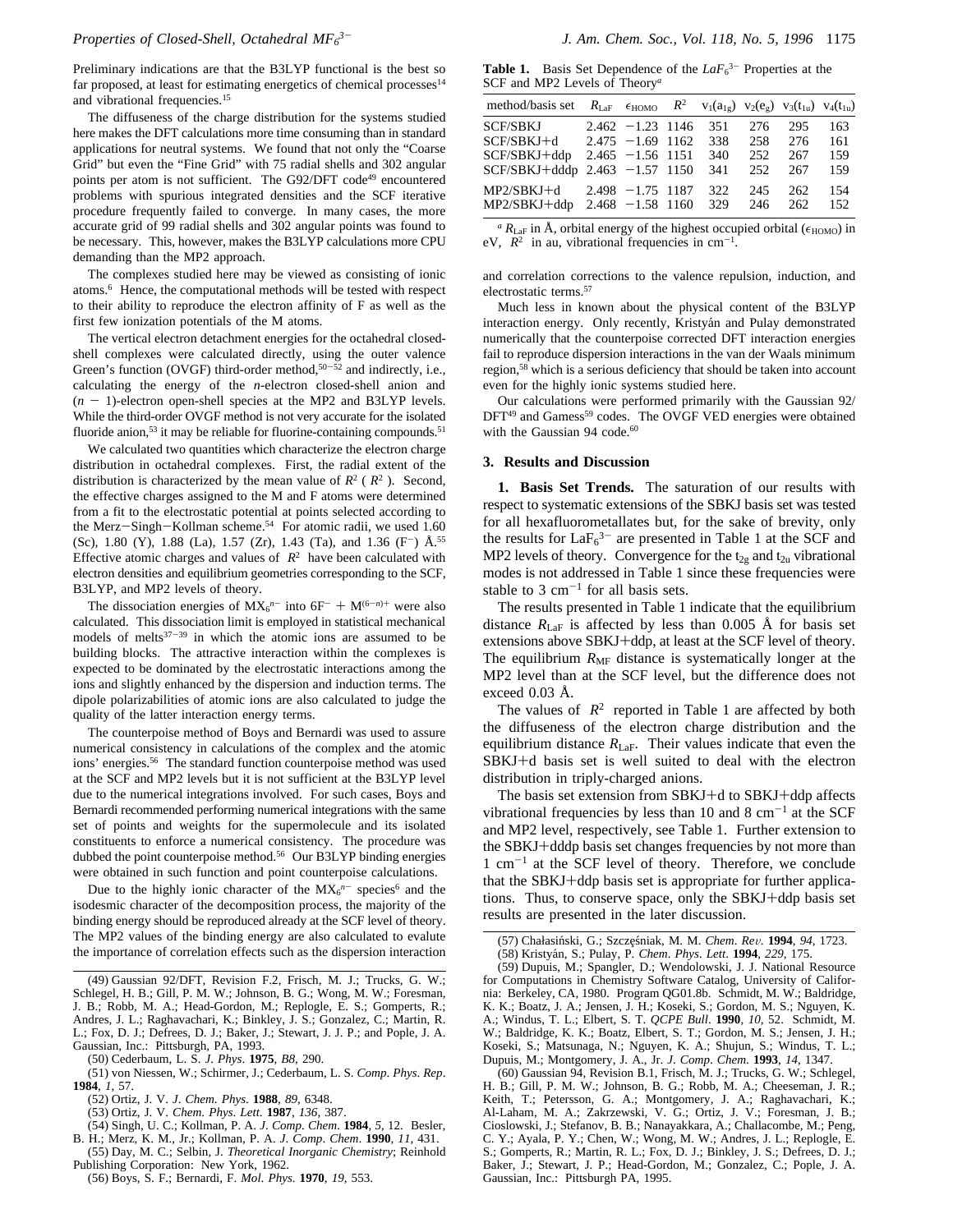Preliminary indications are that the B3LYP functional is the best so far proposed, at least for estimating energetics of chemical processes[14] and vibrational frequencies.[15]

The diffuseness of the charge distribution for the systems studied here makes the DFT calculations more time consuming than in standard applications for neutral systems. We found that not only the "Coarse Grid" but even the "Fine Grid" with 75 radial shells and 302 angular points per atom is not sufficient. The G92/DFT code[49] encountered problems with spurious integrated densities and the SCF iterative procedure frequently failed to converge. In many cases, the more accurate grid of 99 radial shells and 302 angular points was found to be necessary. This, however, makes the B3LYP calculations more CPU demanding than the MP2 approach.

The complexes studied here may be viewed as consisting of ionic atoms.[6] Hence, the computational methods will be tested with respect to their ability to reproduce the electron affinity of F as well as the first few ionization potentials of the M atoms.

The vertical electron detachment energies for the octahedral closed-shell complexes were calculated directly, using the outer valence Green's function (OVGF) third-order method,[50-52] and indirectly, i.e., calculating the energy of the *n*-electron closed-shell anion and $(n-1)$-electron open-shell species at the MP2 and B3LYP levels. While the third-order OVGF method is not very accurate for the isolated fluoride anion,[53] it may be reliable for fluorine-containing compounds.[51]

We calculated two quantities which characterize the electron charge distribution in octahedral complexes. First, the radial extent of the distribution is characterized by the mean value of $R^2$ ($\langle R^2 \rangle$). Second, the effective charges assigned to the M and F atoms were determined from a fit to the electrostatic potential at points selected according to the Merz−Singh−Kollman scheme.[54] For atomic radii, we used 1.60 (Sc), 1.80 (Y), 1.88 (La), 1.57 (Zr), 1.43 (Ta), and 1.36 ($F^-$) Å.[55] Effective atomic charges and values of $\langle R^2 \rangle$ have been calculated with electron densities and equilibrium geometries corresponding to the SCF, B3LYP, and MP2 levels of theory.

The dissociation energies of $MX_6^{n-}$ into $6F^- + M^{(6-n)+}$ were also calculated. This dissociation limit is employed in statistical mechanical models of melts[37-39] in which the atomic ions are assumed to be building blocks. The attractive interaction within the complexes is expected to be dominated by the electrostatic interactions among the ions and slightly enhanced by the dispersion and induction terms. The dipole polarizabilities of atomic ions are also calculated to judge the quality of the latter interaction energy terms.

The counterpoise method of Boys and Bernardi was used to assure numerical consistency in calculations of the complex and the atomic ions' energies.[56] The standard function counterpoise method was used at the SCF and MP2 levels but it is not sufficient at the B3LYP level due to the numerical integrations involved. For such cases, Boys and Bernardi recommended performing numerical integrations with the same set of points and weights for the supermolecule and its isolated constituents to enforce a numerical consistency. The procedure was dubbed the point counterpoise method.[56] Our B3LYP binding energies were obtained in such function and point counterpoise calculations.

Due to the highly ionic character of the $MX_6^{n-}$ species[6] and the isodesmic character of the decomposition process, the majority of the binding energy should be reproduced already at the SCF level of theory. The MP2 values of the binding energy are also calculated to evalute the importance of correlation effects such as the dispersion interaction and correlation corrections to the valence repulsion, induction, and electrostatic terms.[57]

Much less in known about the physical content of the B3LYP interaction energy. Only recently, Kristyán and Pulay demonstrated numerically that the counterpoise corrected DFT interaction energies fail to reproduce dispersion interactions in the van der Waals minimum region,[58] which is a serious deficiency that should be taken into account even for the highly ionic systems studied here.

Our calculations were performed primarily with the Gaussian 92/DFT[49] and Gamess[59] codes. The OVGF VED energies were obtained with the Gaussian 94 code.[60]

**Table 1.** Basis Set Dependence of the $LaF_6^{3-}$ Properties at the SCF and MP2 Levels of Theory[a]

| method/basis set | $R_{LaF}$ | $\epsilon_{HOMO}$ | $\langle R^2 \rangle$ | $\nu_1(a_{1g})$ | $\nu_2(e_g)$ | $\nu_3(t_{1u})$ | $\nu_4(t_{1u})$ |
|---|---|---|---|---|---|---|---|
| SCF/SBKJ | 2.462 | −1.23 | 1146 | 351 | 276 | 295 | 163 |
| SCF/SBKJ+d | 2.475 | −1.69 | 1162 | 338 | 258 | 276 | 161 |
| SCF/SBKJ+ddp | 2.465 | −1.56 | 1151 | 340 | 252 | 267 | 159 |
| SCF/SBKJ+dddp | 2.463 | −1.57 | 1150 | 341 | 252 | 267 | 159 |
| MP2/SBKJ+d | 2.498 | −1.75 | 1187 | 322 | 245 | 262 | 154 |
| MP2/SBKJ+ddp | 2.468 | −1.58 | 1160 | 329 | 246 | 262 | 152 |

[a] $R_{LaF}$ in Å, orbital energy of the highest occupied orbital ($\epsilon_{HOMO}$) in eV, $\langle R^2 \rangle$ in au, vibrational frequencies in cm$^{-1}$.

## 3. Results and Discussion

**1. Basis Set Trends.** The saturation of our results with respect to systematic extensions of the SBKJ basis set was tested for all hexafluorometallates but, for the sake of brevity, only the results for $LaF_6^{3-}$ are presented in Table 1 at the SCF and MP2 levels of theory. Convergence for the $t_{2g}$ and $t_{2u}$ vibrational modes is not addressed in Table 1 since these frequencies were stable to 3 cm$^{-1}$ for all basis sets.

The results presented in Table 1 indicate that the equilibrium distance $R_{LaF}$ is affected by less than 0.005 Å for basis set extensions above SBKJ+ddp, at least at the SCF level of theory. The equilibrium $R_{MF}$ distance is systematically longer at the MP2 level than at the SCF level, but the difference does not exceed 0.03 Å.

The values of $\langle R^2 \rangle$ reported in Table 1 are affected by both the diffuseness of the electron charge distribution and the equilibrium distance $R_{LaF}$. Their values indicate that even the SBKJ+d basis set is well suited to deal with the electron distribution in triply-charged anions.

The basis set extension from SBKJ+d to SBKJ+ddp affects vibrational frequencies by less than 10 and 8 cm$^{-1}$ at the SCF and MP2 level, respectively, see Table 1. Further extension to the SBKJ+dddp basis set changes frequencies by not more than 1 cm$^{-1}$ at the SCF level of theory. Therefore, we conclude that the SBKJ+ddp basis set is appropriate for further applications. Thus, to conserve space, only the SBKJ+ddp basis set results are presented in the later discussion.

(49) Gaussian 92/DFT, Revision F.2, Frisch, M. J.; Trucks, G. W.; Schlegel, H. B.; Gill, P. M. W.; Johnson, B. G.; Wong, M. W.; Foresman, J. B.; Robb, M. A.; Head-Gordon, M.; Replogle, E. S.; Gomperts, R.; Andres, J. L.; Raghavachari, K.; Binkley, J. S.; Gonzalez, C.; Martin, R. L.; Fox, D. J.; Defrees, D. J.; Baker, J.; Stewart, J. J. P.; and Pople, J. A. Gaussian, Inc.: Pittsburgh, PA, 1993.

(50) Cederbaum, L. S. *J. Phys.* **1975**, *B8*, 290.

(51) von Niessen, W.; Schirmer, J.; Cederbaum, L. S. *Comp. Phys. Rep.* **1984**, *1*, 57.

(52) Ortiz, J. V. *J. Chem. Phys.* **1988**, *89*, 6348.

(53) Ortiz, J. V. *Chem. Phys. Lett.* **1987**, *136*, 387.

(54) Singh, U. C.; Kollman, P. A. *J. Comp. Chem.* **1984**, *5*, 12. Besler, B. H.; Merz, K. M., Jr.; Kollman, P. A. *J. Comp. Chem.* **1990**, *11*, 431.

(55) Day, M. C.; Selbin, J. *Theoretical Inorganic Chemistry*; Reinhold Publishing Corporation: New York, 1962.

(56) Boys, S. F.; Bernardi, F. *Mol. Phys.* **1970**, *19*, 553.

(57) Chałasiński, G.; Szczęśniak, M. M. *Chem. Rev.* **1994**, *94*, 1723.

(58) Kristyán, S.; Pulay, P. *Chem. Phys. Lett.* **1994**, *229*, 175.

(59) Dupuis, M.; Spangler, D.; Wendolowski, J. J. National Resource for Computations in Chemistry Software Catalog, University of California: Berkeley, CA, 1980. Program QG01.8b. Schmidt, M. W.; Baldridge, K. K.; Boatz, J. A.; Jensen, J. H.; Koseki, S.; Gordon, M. S.; Nguyen, K. A.; Windus, T. L.; Elbert, S. T. *QCPE Bull.* **1990**, *10*, 52. Schmidt, M. W.; Baldridge, K. K.; Boatz, J. A.; Elbert, S. T.; Gordon, M. S.; Jensen, J. H.; Koseki, S.; Matsunaga, N.; Nguyen, K. A.; Shujun, S.; Windus, T. L.; Dupuis, M.; Montgomery, J. A., Jr. *J. Comp. Chem.* **1993**, *14*, 1347.

(60) Gaussian 94, Revision B.1, Frisch, M. J.; Trucks, G. W.; Schlegel, H. B.; Gill, P. M. W.; Johnson, B. G.; Robb, M. A.; Cheeseman, J. R.; Keith, T.; Petersson, G. A.; Montgomery, J. A.; Raghavachari, K.; Al-Laham, M. A.; Zakrzewski, V. G.; Ortiz, J. V.; Foresman, J. B.; Cioslowski, J.; Stefanov, B. B.; Nanayakkara, A.; Challacombe, M.; Peng, C. Y.; Ayala, P. Y.; Chen, W.; Wong, M. W.; Andres, J. L.; Replogle, E. S.; Gomperts, R.; Martin, R. L.; Fox, D. J.; Binkley, J. S.; Defrees, D. J.; Baker, J.; Stewart, J. P.; Head-Gordon, M.; Gonzalez, C.; Pople, J. A. Gaussian, Inc.: Pittsburgh PA, 1995.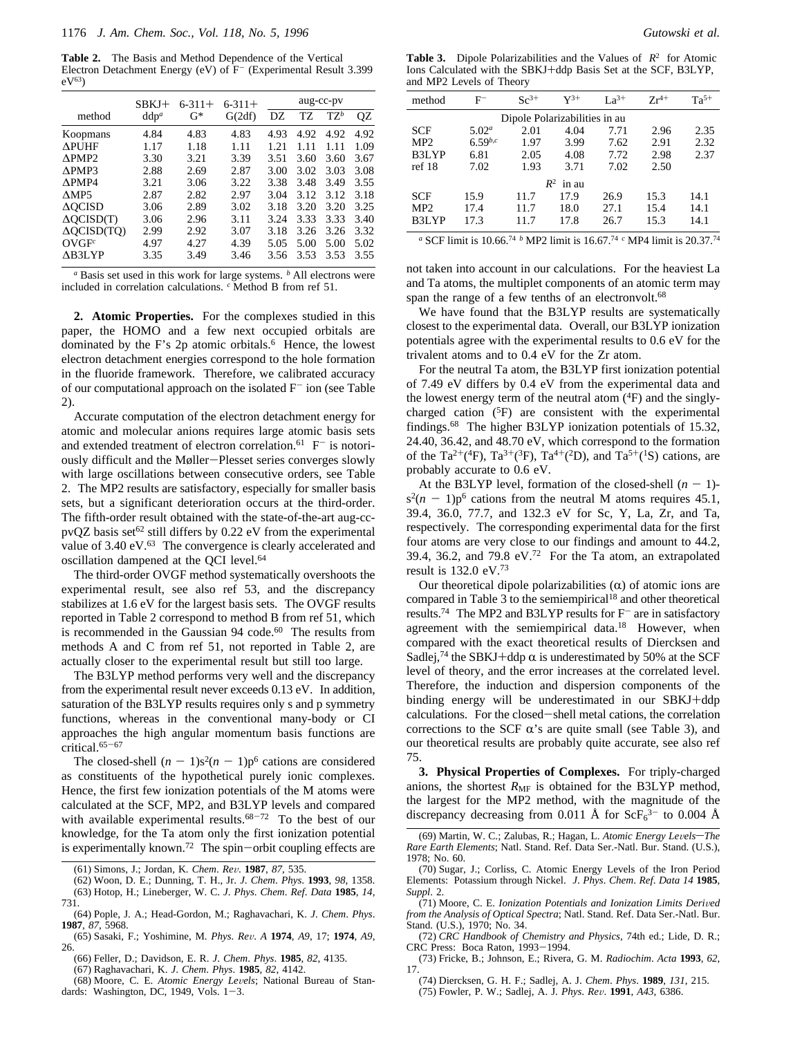**Table 2.** The Basis and Method Dependence of the Vertical Electron Detachment Energy (eV) of $F^-$ (Experimental Result 3.399 eV[63])

| method | SBKJ+ ddp[a] | 6-311+ G* | 6-311+ G(2df) | aug-cc-pv DZ | TZ | TZ[b] | QZ |
|---|---|---|---|---|---|---|---|
| Koopmans | 4.84 | 4.83 | 4.83 | 4.93 | 4.92 | 4.92 | 4.92 |
| ΔPUHF | 1.17 | 1.18 | 1.11 | 1.21 | 1.11 | 1.11 | 1.09 |
| ΔPMP2 | 3.30 | 3.21 | 3.39 | 3.51 | 3.60 | 3.60 | 3.67 |
| ΔPMP3 | 2.88 | 2.69 | 2.87 | 3.00 | 3.02 | 3.03 | 3.08 |
| ΔPMP4 | 3.21 | 3.06 | 3.22 | 3.38 | 3.48 | 3.49 | 3.55 |
| ΔMP5 | 2.87 | 2.82 | 2.97 | 3.04 | 3.12 | 3.12 | 3.18 |
| ΔQCISD | 3.06 | 2.89 | 3.02 | 3.18 | 3.20 | 3.20 | 3.25 |
| ΔQCISD(T) | 3.06 | 2.96 | 3.11 | 3.24 | 3.33 | 3.33 | 3.40 |
| ΔQCISD(TQ) | 2.99 | 2.92 | 3.07 | 3.18 | 3.26 | 3.26 | 3.32 |
| OVGF[c] | 4.97 | 4.27 | 4.39 | 5.05 | 5.00 | 5.00 | 5.02 |
| ΔB3LYP | 3.35 | 3.49 | 3.46 | 3.56 | 3.53 | 3.53 | 3.55 |

[a] Basis set used in this work for large systems. [b] All electrons were included in correlation calculations. [c] Method B from ref 51.

**2. Atomic Properties.** For the complexes studied in this paper, the HOMO and a few next occupied orbitals are dominated by the F's 2p atomic orbitals.[6] Hence, the lowest electron detachment energies correspond to the hole formation in the fluoride framework. Therefore, we calibrated accuracy of our computational approach on the isolated $F^-$ ion (see Table 2).

Accurate computation of the electron detachment energy for atomic and molecular anions requires large atomic basis sets and extended treatment of electron correlation.[61] $F^-$ is notoriously difficult and the Møller–Plesset series converges slowly with large oscillations between consecutive orders, see Table 2. The MP2 results are satisfactory, especially for smaller basis sets, but a significant deterioration occurs at the third-order. The fifth-order result obtained with the state-of-the-art aug-cc-pvQZ basis set[62] still differs by 0.22 eV from the experimental value of 3.40 eV.[63] The convergence is clearly accelerated and oscillation dampened at the QCI level.[64]

The third-order OVGF method systematically overshoots the experimental result, see also ref 53, and the discrepancy stabilizes at 1.6 eV for the largest basis sets. The OVGF results reported in Table 2 correspond to method B from ref 51, which is recommended in the Gaussian 94 code.[60] The results from methods A and C from ref 51, not reported in Table 2, are actually closer to the experimental result but still too large.

The B3LYP method performs very well and the discrepancy from the experimental result never exceeds 0.13 eV. In addition, saturation of the B3LYP results requires only s and p symmetry functions, whereas in the conventional many-body or CI approaches the high angular momentum basis functions are critical.[65–67]

The closed-shell $(n-1)s^2(n-1)p^6$ cations are considered as constituents of the hypothetical purely ionic complexes. Hence, the first few ionization potentials of the M atoms were calculated at the SCF, MP2, and B3LYP levels and compared with available experimental results.[68–72] To the best of our knowledge, for the Ta atom only the first ionization potential is experimentally known.[72] The spin–orbit coupling effects are not taken into account in our calculations. For the heaviest La and Ta atoms, the multiplet components of an atomic term may span the range of a few tenths of an electronvolt.[68]

**Table 3.** Dipole Polarizabilities and the Values of $R^2$ for Atomic Ions Calculated with the SBKJ+ddp Basis Set at the SCF, B3LYP, and MP2 Levels of Theory

| method | $F^-$ | $Sc^{3+}$ | $Y^{3+}$ | $La^{3+}$ | $Zr^{4+}$ | $Ta^{5+}$ |
|---|---|---|---|---|---|---|
| Dipole Polarizabilities in au | | | | | | |
| SCF | 5.02[a] | 2.01 | 4.04 | 7.71 | 2.96 | 2.35 |
| MP2 | 6.59[b,c] | 1.97 | 3.99 | 7.62 | 2.91 | 2.32 |
| B3LYP | 6.81 | 2.05 | 4.08 | 7.72 | 2.98 | 2.37 |
| ref 18 | 7.02 | 1.93 | 3.71 | 7.02 | 2.50 | |
| $R^2$ in au | | | | | | |
| SCF | 15.9 | 11.7 | 17.9 | 26.9 | 15.3 | 14.1 |
| MP2 | 17.4 | 11.7 | 18.0 | 27.1 | 15.4 | 14.1 |
| B3LYP | 17.3 | 11.7 | 17.8 | 26.7 | 15.3 | 14.1 |

[a] SCF limit is 10.66.[74] [b] MP2 limit is 16.67.[74] [c] MP4 limit is 20.37.[74]

We have found that the B3LYP results are systematically closest to the experimental data. Overall, our B3LYP ionization potentials agree with the experimental results to 0.6 eV for the trivalent atoms and to 0.4 eV for the Zr atom.

For the neutral Ta atom, the B3LYP first ionization potential of 7.49 eV differs by 0.4 eV from the experimental data and the lowest energy term of the neutral atom ($^4$F) and the singly-charged cation ($^5$F) are consistent with the experimental findings.[68] The higher B3LYP ionization potentials of 15.32, 24.40, 36.42, and 48.70 eV, which correspond to the formation of the $Ta^{2+}$($^4$F), $Ta^{3+}$($^3$F), $Ta^{4+}$($^2$D), and $Ta^{5+}$($^1$S) cations, are probably accurate to 0.6 eV.

At the B3LYP level, formation of the closed-shell $(n-1)s^2(n-1)p^6$ cations from the neutral M atoms requires 45.1, 39.4, 36.0, 77.7, and 132.3 eV for Sc, Y, La, Zr, and Ta, respectively. The corresponding experimental data for the first four atoms are very close to our findings and amount to 44.2, 39.4, 36.2, and 79.8 eV.[72] For the Ta atom, an extrapolated result is 132.0 eV.[73]

Our theoretical dipole polarizabilities (α) of atomic ions are compared in Table 3 to the semiempirical[18] and other theoretical results.[74] The MP2 and B3LYP results for $F^-$ are in satisfactory agreement with the semiempirical data.[18] However, when compared with the exact theoretical results of Diercksen and Sadlej,[74] the SBKJ+ddp α is underestimated by 50% at the SCF level of theory, and the error increases at the correlated level. Therefore, the induction and dispersion components of the binding energy will be underestimated in our SBKJ+ddp calculations. For the closed–shell metal cations, the correlation corrections to the SCF α's are quite small (see Table 3), and our theoretical results are probably quite accurate, see also ref 75.

**3. Physical Properties of Complexes.** For triply-charged anions, the shortest $R_{MF}$ is obtained for the B3LYP method, the largest for the MP2 method, with the magnitude of the discrepancy decreasing from 0.011 Å for $ScF_6^{3-}$ to 0.004 Å

(61) Simons, J.; Jordan, K. *Chem. Rev.* **1987**, *87*, 535.
(62) Woon, D. E.; Dunning, T. H., Jr. *J. Chem. Phys.* **1993**, *98*, 1358.
(63) Hotop, H.; Lineberger, W. C. *J. Phys. Chem. Ref. Data* **1985**, *14*, 731.
(64) Pople, J. A.; Head-Gordon, M.; Raghavachari, K. *J. Chem. Phys.* **1987**, *87*, 5968.
(65) Sasaki, F.; Yoshimine, M. *Phys. Rev. A* **1974**, *A9*, 17; **1974**, *A9*, 26.
(66) Feller, D.; Davidson, E. R. *J. Chem. Phys.* **1985**, *82*, 4135.
(67) Raghavachari, K. *J. Chem. Phys.* **1985**, *82*, 4142.
(68) Moore, C. E. *Atomic Energy Levels*; National Bureau of Standards: Washington, DC, 1949, Vols. 1–3.
(69) Martin, W. C.; Zalubas, R.; Hagan, L. *Atomic Energy Levels–The Rare Earth Elements*; Natl. Stand. Ref. Data Ser.-Natl. Bur. Stand. (U.S.), 1978; No. 60.
(70) Sugar, J.; Corliss, C. Atomic Energy Levels of the Iron Period Elements: Potassium through Nickel. *J. Phys. Chem. Ref. Data 14* **1985**, *Suppl*. 2.
(71) Moore, C. E. *Ionization Potentials and Ionization Limits Derived from the Analysis of Optical Spectra*; Natl. Stand. Ref. Data Ser.-Natl. Bur. Stand. (U.S.), 1970; No. 34.
(72) *CRC Handbook of Chemistry and Physics*, 74th ed.; Lide, D. R.; CRC Press: Boca Raton, 1993–1994.
(73) Fricke, B.; Johnson, E.; Rivera, G. M. *Radiochim. Acta* **1993**, *62*, 17.
(74) Diercksen, G. H. F.; Sadlej, A. J. *Chem. Phys.* **1989**, *131*, 215.
(75) Fowler, P. W.; Sadlej, A. J. *Phys. Rev.* **1991**, *A43*, 6386.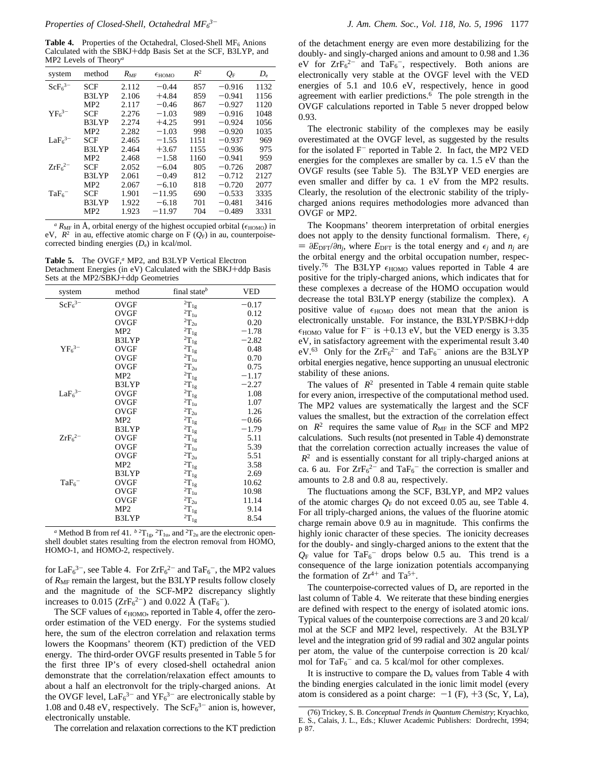**Table 4.** Properties of the Octahedral, Closed-Shell $MF_6$ Anions Calculated with the SBKJ+ddp Basis Set at the SCF, B3LYP, and MP2 Levels of Theory[a]

| system | method | $R_{MF}$ | $\epsilon_{HOMO}$ | $R^2$ | $Q_F$ | $D_e$ |
|---|---|---|---|---|---|---|
| $ScF_6^{3-}$ | SCF | 2.112 | −0.44 | 857 | −0.916 | 1132 |
| | B3LYP | 2.106 | +4.84 | 859 | −0.941 | 1156 |
| | MP2 | 2.117 | −0.46 | 867 | −0.927 | 1120 |
| $YF_6^{3-}$ | SCF | 2.276 | −1.03 | 989 | −0.916 | 1048 |
| | B3LYP | 2.274 | +4.25 | 991 | −0.924 | 1056 |
| | MP2 | 2.282 | −1.03 | 998 | −0.920 | 1035 |
| $LaF_6^{3-}$ | SCF | 2.465 | −1.55 | 1151 | −0.937 | 969 |
| | B3LYP | 2.464 | +3.67 | 1155 | −0.936 | 975 |
| | MP2 | 2.468 | −1.58 | 1160 | −0.941 | 959 |
| $ZrF_6^{2-}$ | SCF | 2.052 | −6.04 | 805 | −0.726 | 2087 |
| | B3LYP | 2.061 | −0.49 | 812 | −0.712 | 2127 |
| | MP2 | 2.067 | −6.10 | 818 | −0.720 | 2077 |
| $TaF_6^{-}$ | SCF | 1.901 | −11.95 | 690 | −0.533 | 3335 |
| | B3LYP | 1.922 | −6.18 | 701 | −0.481 | 3416 |
| | MP2 | 1.923 | −11.97 | 704 | −0.489 | 3331 |

[a] $R_{MF}$ in Å, orbital energy of the highest occupied orbital ($\epsilon_{HOMO}$) in eV, $R^2$ in au, effective atomic charge on F ($Q_F$) in au, counterpoise-corrected binding energies ($D_e$) in kcal/mol.

**Table 5.** The OVGF,[a] MP2, and B3LYP Vertical Electron Detachment Energies (in eV) Calculated with the SBKJ+ddp Basis Sets at the MP2/SBKJ+ddp Geometries

| system | method | final state[b] | VED |
|---|---|---|---|
| $ScF_6^{3-}$ | OVGF | $^2T_{1g}$ | −0.17 |
| | OVGF | $^2T_{1u}$ | 0.12 |
| | OVGF | $^2T_{2u}$ | 0.20 |
| | MP2 | $^2T_{1g}$ | −1.78 |
| | B3LYP | $^2T_{1g}$ | −2.82 |
| $YF_6^{3-}$ | OVGF | $^2T_{1g}$ | 0.48 |
| | OVGF | $^2T_{1u}$ | 0.70 |
| | OVGF | $^2T_{2u}$ | 0.75 |
| | MP2 | $^2T_{1g}$ | −1.17 |
| | B3LYP | $^2T_{1g}$ | −2.27 |
| $LaF_6^{3-}$ | OVGF | $^2T_{1g}$ | 1.08 |
| | OVGF | $^2T_{1u}$ | 1.07 |
| | OVGF | $^2T_{2u}$ | 1.26 |
| | MP2 | $^2T_{1g}$ | −0.66 |
| | B3LYP | $^2T_{1g}$ | −1.79 |
| $ZrF_6^{2-}$ | OVGF | $^2T_{1g}$ | 5.11 |
| | OVGF | $^2T_{1u}$ | 5.39 |
| | OVGF | $^2T_{2u}$ | 5.51 |
| | MP2 | $^2T_{1g}$ | 3.58 |
| | B3LYP | $^2T_{1g}$ | 2.69 |
| $TaF_6^{-}$ | OVGF | $^2T_{1g}$ | 10.62 |
| | OVGF | $^2T_{1u}$ | 10.98 |
| | OVGF | $^2T_{2u}$ | 11.14 |
| | MP2 | $^2T_{1g}$ | 9.14 |
| | B3LYP | $^2T_{1g}$ | 8.54 |

[a] Method B from ref 41. [b] $^2T_{1g}$, $^2T_{1u}$, and $^2T_{2u}$ are the electronic open-shell doublet states resulting from the electron removal from HOMO, HOMO-1, and HOMO-2, respectively.

for $LaF_6^{3-}$, see Table 4. For $ZrF_6^{2-}$ and $TaF_6^{-}$, the MP2 values of $R_{MF}$ remain the largest, but the B3LYP results follow closely and the magnitude of the SCF-MP2 discrepancy slightly increases to 0.015 ($ZrF_6^{2-}$) and 0.022 Å ($TaF_6^{-}$).

The SCF values of $\epsilon_{HOMO}$, reported in Table 4, offer the zero-order estimation of the VED energy. For the systems studied here, the sum of the electron correlation and relaxation terms lowers the Koopmans' theorem (KT) prediction of the VED energy. The third-order OVGF results presented in Table 5 for the first three IP's of every closed-shell octahedral anion demonstrate that the correlation/relaxation effect amounts to about a half an electronvolt for the triply-charged anions. At the OVGF level, $LaF_6^{3-}$ and $YF_6^{3-}$ are electronically stable by 1.08 and 0.48 eV, respectively. The $ScF_6^{3-}$ anion is, however, electronically unstable.

The correlation and relaxation corrections to the KT prediction of the detachment energy are even more destabilizing for the doubly- and singly-charged anions and amount to 0.98 and 1.36 eV for $ZrF_6^{2-}$ and $TaF_6^{-}$, respectively. Both anions are electronically very stable at the OVGF level with the VED energies of 5.1 and 10.6 eV, respectively, hence in good agreement with earlier predictions.[6] The pole strength in the OVGF calculations reported in Table 5 never dropped below 0.93.

The electronic stability of the complexes may be easily overestimated at the OVGF level, as suggested by the results for the isolated $F^-$ reported in Table 2. In fact, the MP2 VED energies for the complexes are smaller by ca. 1.5 eV than the OVGF results (see Table 5). The B3LYP VED energies are even smaller and differ by ca. 1 eV from the MP2 results. Clearly, the resolution of the electronic stability of the triply-charged anions requires methodologies more advanced than OVGF or MP2.

The Koopmans' theorem interpretation of orbital energies does not apply to the density functional formalism. There, $\epsilon_j = \partial E_{DFT}/\partial n_j$, where $E_{DFT}$ is the total energy and $\epsilon_j$ and $n_j$ are the orbital energy and the orbital occupation number, respectively.[76] The B3LYP $\epsilon_{HOMO}$ values reported in Table 4 are positive for the triply-charged anions, which indicates that for these complexes a decrease of the HOMO occupation would decrease the total B3LYP energy (stabilize the complex). A positive value of $\epsilon_{HOMO}$ does not mean that the anion is electronically unstable. For instance, the B3LYP/SBKJ+ddp $\epsilon_{HOMO}$ value for $F^-$ is +0.13 eV, but the VED energy is 3.35 eV, in satisfactory agreement with the experimental result 3.40 eV.[63] Only for the $ZrF_6^{2-}$ and $TaF_6^{-}$ anions are the B3LYP orbital energies negative, hence supporting an unusual electronic stability of these anions.

The values of $R^2$ presented in Table 4 remain quite stable for every anion, irrespective of the computational method used. The MP2 values are systematically the largest and the SCF values the smallest, but the extraction of the correlation effect on $R^2$ requires the same value of $R_{MF}$ in the SCF and MP2 calculations. Such results (not presented in Table 4) demonstrate that the correlation correction actually increases the value of $R^2$ and is essentially constant for all triply-charged anions at ca. 6 au. For $ZrF_6^{2-}$ and $TaF_6^{-}$ the correction is smaller and amounts to 2.8 and 0.8 au, respectively.

The fluctuations among the SCF, B3LYP, and MP2 values of the atomic charges $Q_F$ do not exceed 0.05 au, see Table 4. For all triply-charged anions, the values of the fluorine atomic charge remain above 0.9 au in magnitude. This confirms the highly ionic character of these species. The ionicity decreases for the doubly- and singly-charged anions to the extent that the $Q_F$ value for $TaF_6^{-}$ drops below 0.5 au. This trend is a consequence of the large ionization potentials accompanying the formation of $Zr^{4+}$ and $Ta^{5+}$.

The counterpoise-corrected values of $D_e$ are reported in the last column of Table 4. We reiterate that these binding energies are defined with respect to the energy of isolated atomic ions. Typical values of the counterpoise corrections are 3 and 20 kcal/mol at the SCF and MP2 level, respectively. At the B3LYP level and the integration grid of 99 radial and 302 angular points per atom, the value of the cunterpoise correction is 20 kcal/mol for $TaF_6^{-}$ and ca. 5 kcal/mol for other complexes.

It is instructive to compare the $D_e$ values from Table 4 with the binding energies calculated in the ionic limit model (every atom is considered as a point charge: −1 (F), +3 (Sc, Y, La),

(76) Trickey, S. B. *Conceptual Trends in Quantum Chemistry*; Kryachko, E. S., Calais, J. L., Eds.; Kluwer Academic Publishers: Dordrecht, 1994; p 87.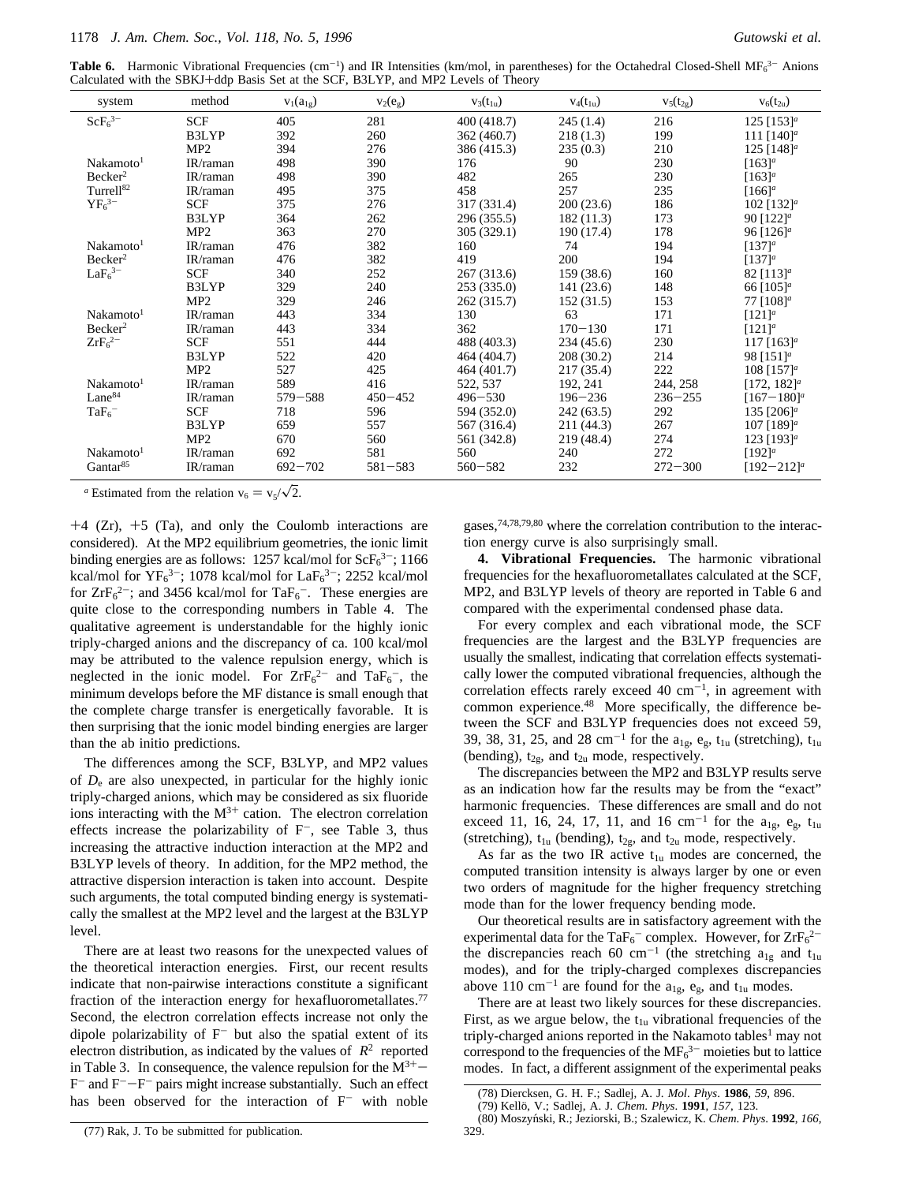**Table 6.** Harmonic Vibrational Frequencies ($cm^{-1}$) and IR Intensities (km/mol, in parentheses) for the Octahedral Closed-Shell $MF_6^{3-}$ Anions Calculated with the SBKJ+ddp Basis Set at the SCF, B3LYP, and MP2 Levels of Theory

| system | method | $v_1(a_{1g})$ | $v_2(e_g)$ | $v_3(t_{1u})$ | $v_4(t_{1u})$ | $v_5(t_{2g})$ | $v_6(t_{2u})$ |
|---|---|---|---|---|---|---|---|
| $ScF_6^{3-}$ | SCF | 405 | 281 | 400 (418.7) | 245 (1.4) | 216 | 125 [153][a] |
| | B3LYP | 392 | 260 | 362 (460.7) | 218 (1.3) | 199 | 111 [140][a] |
| | MP2 | 394 | 276 | 386 (415.3) | 235 (0.3) | 210 | 125 [148][a] |
| Nakamoto[1] | IR/raman | 498 | 390 | 176 | 90 | 230 | [163][a] |
| Becker[2] | IR/raman | 498 | 390 | 482 | 265 | 230 | [163][a] |
| Turrell[82] | IR/raman | 495 | 375 | 458 | 257 | 235 | [166][a] |
| $YF_6^{3-}$ | SCF | 375 | 276 | 317 (331.4) | 200 (23.6) | 186 | 102 [132][a] |
| | B3LYP | 364 | 262 | 296 (355.5) | 182 (11.3) | 173 | 90 [122][a] |
| | MP2 | 363 | 270 | 305 (329.1) | 190 (17.4) | 178 | 96 [126][a] |
| Nakamoto[1] | IR/raman | 476 | 382 | 160 | 74 | 194 | [137][a] |
| Becker[2] | IR/raman | 476 | 382 | 419 | 200 | 194 | [137][a] |
| $LaF_6^{3-}$ | SCF | 340 | 252 | 267 (313.6) | 159 (38.6) | 160 | 82 [113][a] |
| | B3LYP | 329 | 240 | 253 (335.0) | 141 (23.6) | 148 | 66 [105][a] |
| | MP2 | 329 | 246 | 262 (315.7) | 152 (31.5) | 153 | 77 [108][a] |
| Nakamoto[1] | IR/raman | 443 | 334 | 130 | 63 | 171 | [121][a] |
| Becker[2] | IR/raman | 443 | 334 | 362 | 170−130 | 171 | [121][a] |
| $ZrF_6^{2-}$ | SCF | 551 | 444 | 488 (403.3) | 234 (45.6) | 230 | 117 [163][a] |
| | B3LYP | 522 | 420 | 464 (404.7) | 208 (30.2) | 214 | 98 [151][a] |
| | MP2 | 527 | 425 | 464 (401.7) | 217 (35.4) | 222 | 108 [157][a] |
| Nakamoto[1] | IR/raman | 589 | 416 | 522, 537 | 192, 241 | 244, 258 | [172, 182][a] |
| Lane[84] | IR/raman | 579−588 | 450−452 | 496−530 | 196−236 | 236−255 | [167−180][a] |
| $TaF_6^-$ | SCF | 718 | 596 | 594 (352.0) | 242 (63.5) | 292 | 135 [206][a] |
| | B3LYP | 659 | 557 | 567 (316.4) | 211 (44.3) | 267 | 107 [189][a] |
| | MP2 | 670 | 560 | 561 (342.8) | 219 (48.4) | 274 | 123 [193][a] |
| Nakamoto[1] | IR/raman | 692 | 581 | 560 | 240 | 272 | [192][a] |
| Gantar[85] | IR/raman | 692−702 | 581−583 | 560−582 | 232 | 272−300 | [192−212][a] |

[a] Estimated from the relation $v_6 = v_5/\sqrt{2}$.

+4 (Zr), +5 (Ta), and only the Coulomb interactions are considered). At the MP2 equilibrium geometries, the ionic limit binding energies are as follows: 1257 kcal/mol for $ScF_6^{3-}$; 1166 kcal/mol for $YF_6^{3-}$; 1078 kcal/mol for $LaF_6^{3-}$; 2252 kcal/mol for $ZrF_6^{2-}$; and 3456 kcal/mol for $TaF_6^-$. These energies are quite close to the corresponding numbers in Table 4. The qualitative agreement is understandable for the highly ionic triply-charged anions and the discrepancy of ca. 100 kcal/mol may be attributed to the valence repulsion energy, which is neglected in the ionic model. For $ZrF_6^{2-}$ and $TaF_6^-$, the minimum develops before the MF distance is small enough that the complete charge transfer is energetically favorable. It is then surprising that the ionic model binding energies are larger than the ab initio predictions.

The differences among the SCF, B3LYP, and MP2 values of $D_e$ are also unexpected, in particular for the highly ionic triply-charged anions, which may be considered as six fluoride ions interacting with the $M^{3+}$ cation. The electron correlation effects increase the polarizability of $F^-$, see Table 3, thus increasing the attractive induction interaction at the MP2 and B3LYP levels of theory. In addition, for the MP2 method, the attractive dispersion interaction is taken into account. Despite such arguments, the total computed binding energy is systematically the smallest at the MP2 level and the largest at the B3LYP level.

There are at least two reasons for the unexpected values of the theoretical interaction energies. First, our recent results indicate that non-pairwise interactions constitute a significant fraction of the interaction energy for hexafluorometallates.[77] Second, the electron correlation effects increase not only the dipole polarizability of $F^-$ but also the spatial extent of its electron distribution, as indicated by the values of $\langle R^2\rangle$ reported in Table 3. In consequence, the valence repulsion for the $M^{3+}-F^-$ and $F^- - F^-$ pairs might increase substantially. Such an effect has been observed for the interaction of $F^-$ with noble gases,[74,78,79,80] where the correlation contribution to the interaction energy curve is also surprisingly small.

**4. Vibrational Frequencies.** The harmonic vibrational frequencies for the hexafluorometallates calculated at the SCF, MP2, and B3LYP levels of theory are reported in Table 6 and compared with the experimental condensed phase data.

For every complex and each vibrational mode, the SCF frequencies are the largest and the B3LYP frequencies are usually the smallest, indicating that correlation effects systematically lower the computed vibrational frequencies, although the correlation effects rarely exceed 40 $cm^{-1}$, in agreement with common experience.[48] More specifically, the difference between the SCF and B3LYP frequencies does not exceed 59, 39, 38, 31, 25, and 28 $cm^{-1}$ for the $a_{1g}$, $e_g$, $t_{1u}$ (stretching), $t_{1u}$ (bending), $t_{2g}$, and $t_{2u}$ mode, respectively.

The discrepancies between the MP2 and B3LYP results serve as an indication how far the results may be from the "exact" harmonic frequencies. These differences are small and do not exceed 11, 16, 24, 17, 11, and 16 $cm^{-1}$ for the $a_{1g}$, $e_g$, $t_{1u}$ (stretching), $t_{1u}$ (bending), $t_{2g}$, and $t_{2u}$ mode, respectively.

As far as the two IR active $t_{1u}$ modes are concerned, the computed transition intensity is always larger by one or even two orders of magnitude for the higher frequency stretching mode than for the lower frequency bending mode.

Our theoretical results are in satisfactory agreement with the experimental data for the $TaF_6^-$ complex. However, for $ZrF_6^{2-}$ the discrepancies reach 60 $cm^{-1}$ (the stretching $a_{1g}$ and $t_{1u}$ modes), and for the triply-charged complexes discrepancies above 110 $cm^{-1}$ are found for the $a_{1g}$, $e_g$, and $t_{1u}$ modes.

There are at least two likely sources for these discrepancies. First, as we argue below, the $t_{1u}$ vibrational frequencies of the triply-charged anions reported in the Nakamoto tables[1] may not correspond to the frequencies of the $MF_6^{3-}$ moieties but to lattice modes. In fact, a different assignment of the experimental peaks

(77) Rak, J. To be submitted for publication.

(78) Diercksen, G. H. F.; Sadlej, A. J. *Mol. Phys.* **1986**, *59*, 896.
(79) Kellö, V.; Sadlej, A. J. *Chem. Phys.* **1991**, *157*, 123.
(80) Moszyński, R.; Jeziorski, B.; Szalewicz, K. *Chem. Phys.* **1992**, *166*, 329.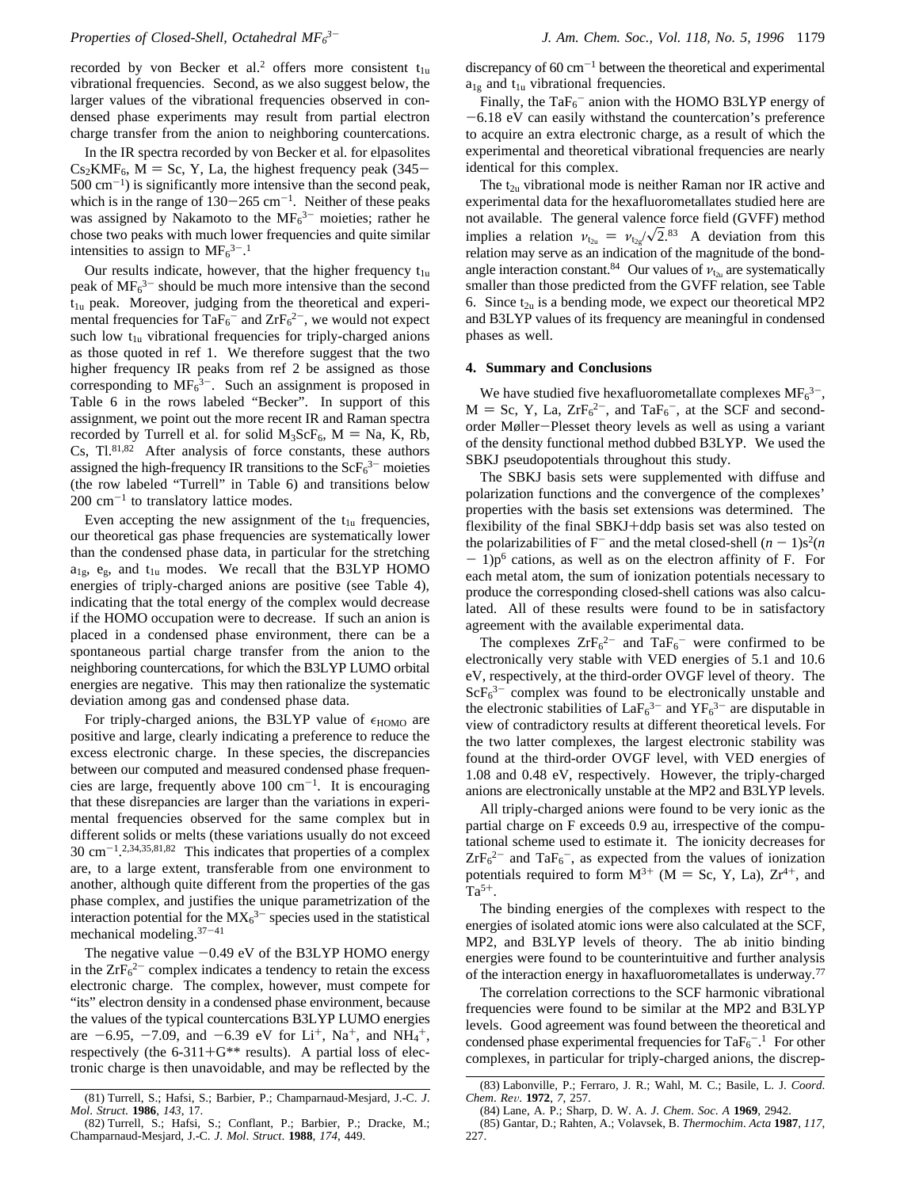recorded by von Becker et al.[2] offers more consistent $t_{1u}$ vibrational frequencies. Second, as we also suggest below, the larger values of the vibrational frequencies observed in condensed phase experiments may result from partial electron charge transfer from the anion to neighboring countercations.

In the IR spectra recorded by von Becker et al. for elpasolites $Cs_2KMF_6$, M = Sc, Y, La, the highest frequency peak (345−500 cm$^{-1}$) is significantly more intensive than the second peak, which is in the range of 130−265 cm$^{-1}$. Neither of these peaks was assigned by Nakamoto to the $MF_6^{3-}$ moieties; rather he chose two peaks with much lower frequencies and quite similar intensities to assign to $MF_6^{3-}$.[1]

Our results indicate, however, that the higher frequency $t_{1u}$ peak of $MF_6^{3-}$ should be much more intensive than the second $t_{1u}$ peak. Moreover, judging from the theoretical and experimental frequencies for $TaF_6^-$ and $ZrF_6^{2-}$, we would not expect such low $t_{1u}$ vibrational frequencies for triply-charged anions as those quoted in ref 1. We therefore suggest that the two higher frequency IR peaks from ref 2 be assigned as those corresponding to $MF_6^{3-}$. Such an assignment is proposed in Table 6 in the rows labeled "Becker". In support of this assignment, we point out the more recent IR and Raman spectra recorded by Turrell et al. for solid $M_3ScF_6$, M = Na, K, Rb, Cs, Tl.[81,82] After analysis of force constants, these authors assigned the high-frequency IR transitions to the $ScF_6^{3-}$ moieties (the row labeled "Turrell" in Table 6) and transitions below 200 cm$^{-1}$ to translatory lattice modes.

Even accepting the new assignment of the $t_{1u}$ frequencies, our theoretical gas phase frequencies are systematically lower than the condensed phase data, in particular for the stretching $a_{1g}$, $e_g$, and $t_{1u}$ modes. We recall that the B3LYP HOMO energies of triply-charged anions are positive (see Table 4), indicating that the total energy of the complex would decrease if the HOMO occupation were to decrease. If such an anion is placed in a condensed phase environment, there can be a spontaneous partial charge transfer from the anion to the neighboring countercations, for which the B3LYP LUMO orbital energies are negative. This may then rationalize the systematic deviation among gas and condensed phase data.

For triply-charged anions, the B3LYP value of $\epsilon_{\rm HOMO}$ are positive and large, clearly indicating a preference to reduce the excess electronic charge. In these species, the discrepancies between our computed and measured condensed phase frequencies are large, frequently above 100 cm$^{-1}$. It is encouraging that these disrepancies are larger than the variations in experimental frequencies observed for the same complex but in different solids or melts (these variations usually do not exceed 30 cm$^{-1}$.[2,34,35,81,82] This indicates that properties of a complex are, to a large extent, transferable from one environment to another, although quite different from the properties of the gas phase complex, and justifies the unique parametrization of the interaction potential for the $MX_6^{3-}$ species used in the statistical mechanical modeling.[37−41]

The negative value −0.49 eV of the B3LYP HOMO energy in the $ZrF_6^{2-}$ complex indicates a tendency to retain the excess electronic charge. The complex, however, must compete for "its" electron density in a condensed phase environment, because the values of the typical countercations B3LYP LUMO energies are −6.95, −7.09, and −6.39 eV for $Li^+$, $Na^+$, and $NH_4^+$, respectively (the 6-311+G** results). A partial loss of electronic charge is then unavoidable, and may be reflected by the discrepancy of 60 cm$^{-1}$ between the theoretical and experimental $a_{1g}$ and $t_{1u}$ vibrational frequencies.

Finally, the $TaF_6^-$ anion with the HOMO B3LYP energy of −6.18 eV can easily withstand the countercation's preference to acquire an extra electronic charge, as a result of which the experimental and theoretical vibrational frequencies are nearly identical for this complex.

The $t_{2u}$ vibrational mode is neither Raman nor IR active and experimental data for the hexafluorometallates studied here are not available. The general valence force field (GVFF) method implies a relation $\nu_{t_{2u}} = \nu_{t_{2g}}/\sqrt{2}$.[83] A deviation from this relation may serve as an indication of the magnitude of the bond-angle interaction constant.[84] Our values of $\nu_{t_{2u}}$ are systematically smaller than those predicted from the GVFF relation, see Table 6. Since $t_{2u}$ is a bending mode, we expect our theoretical MP2 and B3LYP values of its frequency are meaningful in condensed phases as well.

## 4. Summary and Conclusions

We have studied five hexafluorometallate complexes $MF_6^{3-}$, M = Sc, Y, La, $ZrF_6^{2-}$, and $TaF_6^-$, at the SCF and second-order Møller−Plesset theory levels as well as using a variant of the density functional method dubbed B3LYP. We used the SBKJ pseudopotentials throughout this study.

The SBKJ basis sets were supplemented with diffuse and polarization functions and the convergence of the complexes' properties with the basis set extensions was determined. The flexibility of the final SBKJ+ddp basis set was also tested on the polarizabilities of $F^-$ and the metal closed-shell $(n-1)s^2(n-1)p^6$ cations, as well as on the electron affinity of F. For each metal atom, the sum of ionization potentials necessary to produce the corresponding closed-shell cations was also calculated. All of these results were found to be in satisfactory agreement with the available experimental data.

The complexes $ZrF_6^{2-}$ and $TaF_6^-$ were confirmed to be electronically very stable with VED energies of 5.1 and 10.6 eV, respectively, at the third-order OVGF level of theory. The $ScF_6^{3-}$ complex was found to be electronically unstable and the electronic stabilities of $LaF_6^{3-}$ and $YF_6^{3-}$ are disputable in view of contradictory results at different theoretical levels. For the two latter complexes, the largest electronic stability was found at the third-order OVGF level, with VED energies of 1.08 and 0.48 eV, respectively. However, the triply-charged anions are electronically unstable at the MP2 and B3LYP levels.

All triply-charged anions were found to be very ionic as the partial charge on F exceeds 0.9 au, irrespective of the computational scheme used to estimate it. The ionicity decreases for $ZrF_6^{2-}$ and $TaF_6^-$, as expected from the values of ionization potentials required to form $M^{3+}$ (M = Sc, Y, La), $Zr^{4+}$, and $Ta^{5+}$.

The binding energies of the complexes with respect to the energies of isolated atomic ions were also calculated at the SCF, MP2, and B3LYP levels of theory. The ab initio binding energies were found to be counterintuitive and further analysis of the interaction energy in haxafluorometallates is underway.[77]

The correlation corrections to the SCF harmonic vibrational frequencies were found to be similar at the MP2 and B3LYP levels. Good agreement was found between the theoretical and condensed phase experimental frequencies for $TaF_6^-$.[1] For other complexes, in particular for triply-charged anions, the discrep-

(81) Turrell, S.; Hafsi, S.; Barbier, P.; Champarnaud-Mesjard, J.-C. *J. Mol. Struct.* **1986**, *143*, 17.

(82) Turrell, S.; Hafsi, S.; Conflant, P.; Barbier, P.; Dracke, M.; Champarnaud-Mesjard, J.-C. *J. Mol. Struct.* **1988**, *174*, 449.

(83) Labonville, P.; Ferraro, J. R.; Wahl, M. C.; Basile, L. J. *Coord. Chem. Rev.* **1972**, *7*, 257.

(84) Lane, A. P.; Sharp, D. W. A. *J. Chem. Soc. A* **1969**, 2942.

(85) Gantar, D.; Rahten, A.; Volavsek, B. *Thermochim. Acta* **1987**, *117*, 227.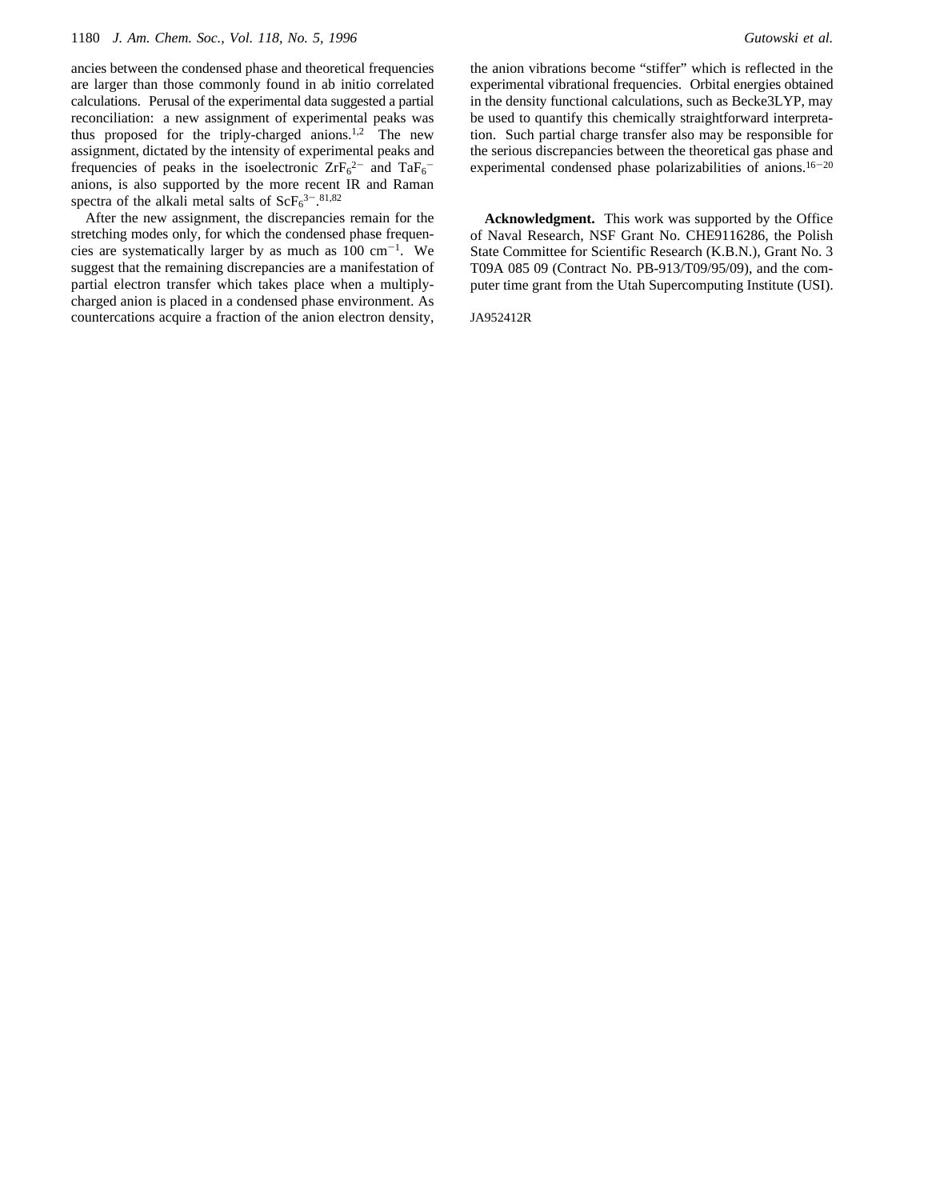ancies between the condensed phase and theoretical frequencies are larger than those commonly found in ab initio correlated calculations. Perusal of the experimental data suggested a partial reconciliation: a new assignment of experimental peaks was thus proposed for the triply-charged anions.[1,2] The new assignment, dictated by the intensity of experimental peaks and frequencies of peaks in the isoelectronic $ZrF_6^{2-}$ and $TaF_6^{-}$ anions, is also supported by the more recent IR and Raman spectra of the alkali metal salts of $ScF_6^{3-}$.[81,82]

After the new assignment, the discrepancies remain for the stretching modes only, for which the condensed phase frequencies are systematically larger by as much as 100 $cm^{-1}$. We suggest that the remaining discrepancies are a manifestation of partial electron transfer which takes place when a multiply-charged anion is placed in a condensed phase environment. As countercations acquire a fraction of the anion electron density, the anion vibrations become "stiffer" which is reflected in the experimental vibrational frequencies. Orbital energies obtained in the density functional calculations, such as Becke3LYP, may be used to quantify this chemically straightforward interpretation. Such partial charge transfer also may be responsible for the serious discrepancies between the theoretical gas phase and experimental condensed phase polarizabilities of anions.[16−20]

**Acknowledgment.** This work was supported by the Office of Naval Research, NSF Grant No. CHE9116286, the Polish State Committee for Scientific Research (K.B.N.), Grant No. 3 T09A 085 09 (Contract No. PB-913/T09/95/09), and the computer time grant from the Utah Supercomputing Institute (USI).

JA952412R